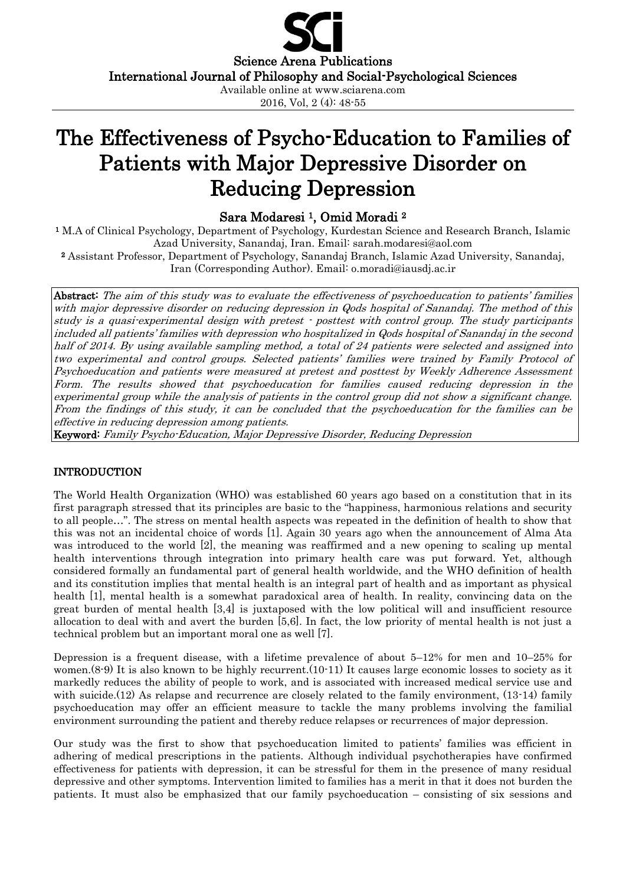Science Arena Publications
International Journal of Philosophy and Social-Psychological Sciences
Available online at www.sciarena.com

# The Effectiveness of Psycho-Education to Families of Patients with Major Depressive Disorder on Reducing Depression

**Sara Modaresi [1], Omid Moradi [2]**

[1] M.A of Clinical Psychology, Department of Psychology, Kurdestan Science and Research Branch, Islamic Azad University, Sanandaj, Iran. Email: sarah.modaresi@aol.com

[2] Assistant Professor, Department of Psychology, Sanandaj Branch, Islamic Azad University, Sanandaj, Iran (Corresponding Author). Email: o.moradi@iausdj.ac.ir

**Abstract:** *The aim of this study was to evaluate the effectiveness of psychoeducation to patients' families with major depressive disorder on reducing depression in Qods hospital of Sanandaj. The method of this study is a quasi-experimental design with pretest - posttest with control group. The study participants included all patients' families with depression who hospitalized in Qods hospital of Sanandaj in the second half of 2014. By using available sampling method, a total of 24 patients were selected and assigned into two experimental and control groups. Selected patients' families were trained by Family Protocol of Psychoeducation and patients were measured at pretest and posttest by Weekly Adherence Assessment Form. The results showed that psychoeducation for families caused reducing depression in the experimental group while the analysis of patients in the control group did not show a significant change. From the findings of this study, it can be concluded that the psychoeducation for the families can be effective in reducing depression among patients.*

**Keyword:** *Family Psycho-Education, Major Depressive Disorder, Reducing Depression*

## INTRODUCTION

The World Health Organization (WHO) was established 60 years ago based on a constitution that in its first paragraph stressed that its principles are basic to the "happiness, harmonious relations and security to all people…". The stress on mental health aspects was repeated in the definition of health to show that this was not an incidental choice of words [1]. Again 30 years ago when the announcement of Alma Ata was introduced to the world [2], the meaning was reaffirmed and a new opening to scaling up mental health interventions through integration into primary health care was put forward. Yet, although considered formally an fundamental part of general health worldwide, and the WHO definition of health and its constitution implies that mental health is an integral part of health and as important as physical health [1], mental health is a somewhat paradoxical area of health. In reality, convincing data on the great burden of mental health [3,4] is juxtaposed with the low political will and insufficient resource allocation to deal with and avert the burden [5,6]. In fact, the low priority of mental health is not just a technical problem but an important moral one as well [7].

Depression is a frequent disease, with a lifetime prevalence of about 5–12% for men and 10–25% for women.(8-9) It is also known to be highly recurrent.(10-11) It causes large economic losses to society as it markedly reduces the ability of people to work, and is associated with increased medical service use and with suicide.(12) As relapse and recurrence are closely related to the family environment, (13-14) family psychoeducation may offer an efficient measure to tackle the many problems involving the familial environment surrounding the patient and thereby reduce relapses or recurrences of major depression.

Our study was the first to show that psychoeducation limited to patients' families was efficient in adhering of medical prescriptions in the patients. Although individual psychotherapies have confirmed effectiveness for patients with depression, it can be stressful for them in the presence of many residual depressive and other symptoms. Intervention limited to families has a merit in that it does not burden the patients. It must also be emphasized that our family psychoeducation – consisting of six sessions and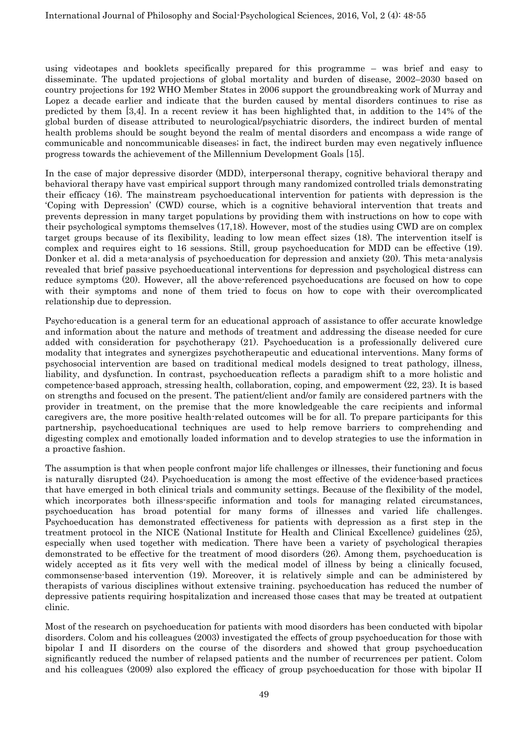using videotapes and booklets specifically prepared for this programme – was brief and easy to disseminate. The updated projections of global mortality and burden of disease, 2002–2030 based on country projections for 192 WHO Member States in 2006 support the groundbreaking work of Murray and Lopez a decade earlier and indicate that the burden caused by mental disorders continues to rise as predicted by them [3,4]. In a recent review it has been highlighted that, in addition to the 14% of the global burden of disease attributed to neurological/psychiatric disorders, the indirect burden of mental health problems should be sought beyond the realm of mental disorders and encompass a wide range of communicable and noncommunicable diseases; in fact, the indirect burden may even negatively influence progress towards the achievement of the Millennium Development Goals [15].

In the case of major depressive disorder (MDD), interpersonal therapy, cognitive behavioral therapy and behavioral therapy have vast empirical support through many randomized controlled trials demonstrating their efficacy (16). The mainstream psychoeducational intervention for patients with depression is the 'Coping with Depression' (CWD) course, which is a cognitive behavioral intervention that treats and prevents depression in many target populations by providing them with instructions on how to cope with their psychological symptoms themselves (17,18). However, most of the studies using CWD are on complex target groups because of its flexibility, leading to low mean effect sizes (18). The intervention itself is complex and requires eight to 16 sessions. Still, group psychoeducation for MDD can be effective (19). Donker et al. did a meta-analysis of psychoeducation for depression and anxiety (20). This meta-analysis revealed that brief passive psychoeducational interventions for depression and psychological distress can reduce symptoms (20). However, all the above-referenced psychoeducations are focused on how to cope with their symptoms and none of them tried to focus on how to cope with their overcomplicated relationship due to depression.

Psycho-education is a general term for an educational approach of assistance to offer accurate knowledge and information about the nature and methods of treatment and addressing the disease needed for cure added with consideration for psychotherapy (21). Psychoeducation is a professionally delivered cure modality that integrates and synergizes psychotherapeutic and educational interventions. Many forms of psychosocial intervention are based on traditional medical models designed to treat pathology, illness, liability, and dysfunction. In contrast, psychoeducation reflects a paradigm shift to a more holistic and competence-based approach, stressing health, collaboration, coping, and empowerment (22, 23). It is based on strengths and focused on the present. The patient/client and/or family are considered partners with the provider in treatment, on the premise that the more knowledgeable the care recipients and informal caregivers are, the more positive health-related outcomes will be for all. To prepare participants for this partnership, psychoeducational techniques are used to help remove barriers to comprehending and digesting complex and emotionally loaded information and to develop strategies to use the information in a proactive fashion.

The assumption is that when people confront major life challenges or illnesses, their functioning and focus is naturally disrupted (24). Psychoeducation is among the most effective of the evidence-based practices that have emerged in both clinical trials and community settings. Because of the flexibility of the model, which incorporates both illness-specific information and tools for managing related circumstances, psychoeducation has broad potential for many forms of illnesses and varied life challenges. Psychoeducation has demonstrated effectiveness for patients with depression as a first step in the treatment protocol in the NICE (National Institute for Health and Clinical Excellence) guidelines (25), especially when used together with medication. There have been a variety of psychological therapies demonstrated to be effective for the treatment of mood disorders (26). Among them, psychoeducation is widely accepted as it fits very well with the medical model of illness by being a clinically focused, commonsense-based intervention (19). Moreover, it is relatively simple and can be administered by therapists of various disciplines without extensive training. psychoeducation has reduced the number of depressive patients requiring hospitalization and increased those cases that may be treated at outpatient clinic.

Most of the research on psychoeducation for patients with mood disorders has been conducted with bipolar disorders. Colom and his colleagues (2003) investigated the effects of group psychoeducation for those with bipolar I and II disorders on the course of the disorders and showed that group psychoeducation significantly reduced the number of relapsed patients and the number of recurrences per patient. Colom and his colleagues (2009) also explored the efficacy of group psychoeducation for those with bipolar II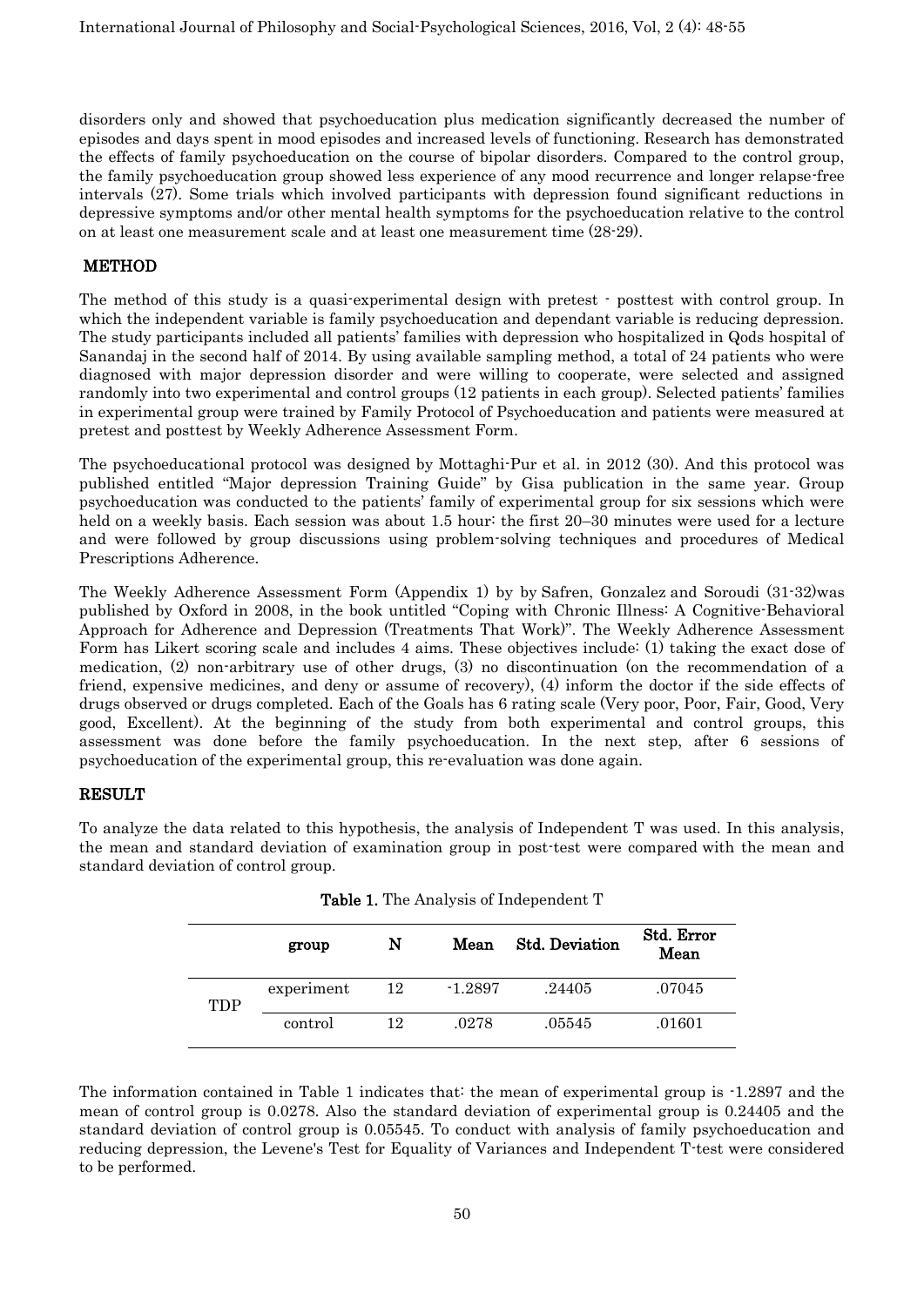disorders only and showed that psychoeducation plus medication significantly decreased the number of episodes and days spent in mood episodes and increased levels of functioning. Research has demonstrated the effects of family psychoeducation on the course of bipolar disorders. Compared to the control group, the family psychoeducation group showed less experience of any mood recurrence and longer relapse-free intervals (27). Some trials which involved participants with depression found significant reductions in depressive symptoms and/or other mental health symptoms for the psychoeducation relative to the control on at least one measurement scale and at least one measurement time (28-29).

## METHOD

The method of this study is a quasi-experimental design with pretest - posttest with control group. In which the independent variable is family psychoeducation and dependant variable is reducing depression. The study participants included all patients' families with depression who hospitalized in Qods hospital of Sanandaj in the second half of 2014. By using available sampling method, a total of 24 patients who were diagnosed with major depression disorder and were willing to cooperate, were selected and assigned randomly into two experimental and control groups (12 patients in each group). Selected patients' families in experimental group were trained by Family Protocol of Psychoeducation and patients were measured at pretest and posttest by Weekly Adherence Assessment Form.

The psychoeducational protocol was designed by Mottaghi-Pur et al. in 2012 (30). And this protocol was published entitled "Major depression Training Guide" by Gisa publication in the same year. Group psychoeducation was conducted to the patients' family of experimental group for six sessions which were held on a weekly basis. Each session was about 1.5 hour: the first 20–30 minutes were used for a lecture and were followed by group discussions using problem-solving techniques and procedures of Medical Prescriptions Adherence.

The Weekly Adherence Assessment Form (Appendix 1) by by Safren, Gonzalez and Soroudi (31-32)was published by Oxford in 2008, in the book untitled "Coping with Chronic Illness: A Cognitive-Behavioral Approach for Adherence and Depression (Treatments That Work)". The Weekly Adherence Assessment Form has Likert scoring scale and includes 4 aims. These objectives include: (1) taking the exact dose of medication, (2) non-arbitrary use of other drugs, (3) no discontinuation (on the recommendation of a friend, expensive medicines, and deny or assume of recovery), (4) inform the doctor if the side effects of drugs observed or drugs completed. Each of the Goals has 6 rating scale (Very poor, Poor, Fair, Good, Very good, Excellent). At the beginning of the study from both experimental and control groups, this assessment was done before the family psychoeducation. In the next step, after 6 sessions of psychoeducation of the experimental group, this re-evaluation was done again.

## RESULT

To analyze the data related to this hypothesis, the analysis of Independent T was used. In this analysis, the mean and standard deviation of examination group in post-test were compared with the mean and standard deviation of control group.

**Table 1.** The Analysis of Independent T

| | group | N | Mean | Std. Deviation | Std. Error Mean |
|---|---|---|---|---|---|
| TDP | experiment | 12 | -1.2897 | .24405 | .07045 |
| | control | 12 | .0278 | .05545 | .01601 |

The information contained in Table 1 indicates that: the mean of experimental group is -1.2897 and the mean of control group is 0.0278. Also the standard deviation of experimental group is 0.24405 and the standard deviation of control group is 0.05545. To conduct with analysis of family psychoeducation and reducing depression, the Levene's Test for Equality of Variances and Independent T-test were considered to be performed.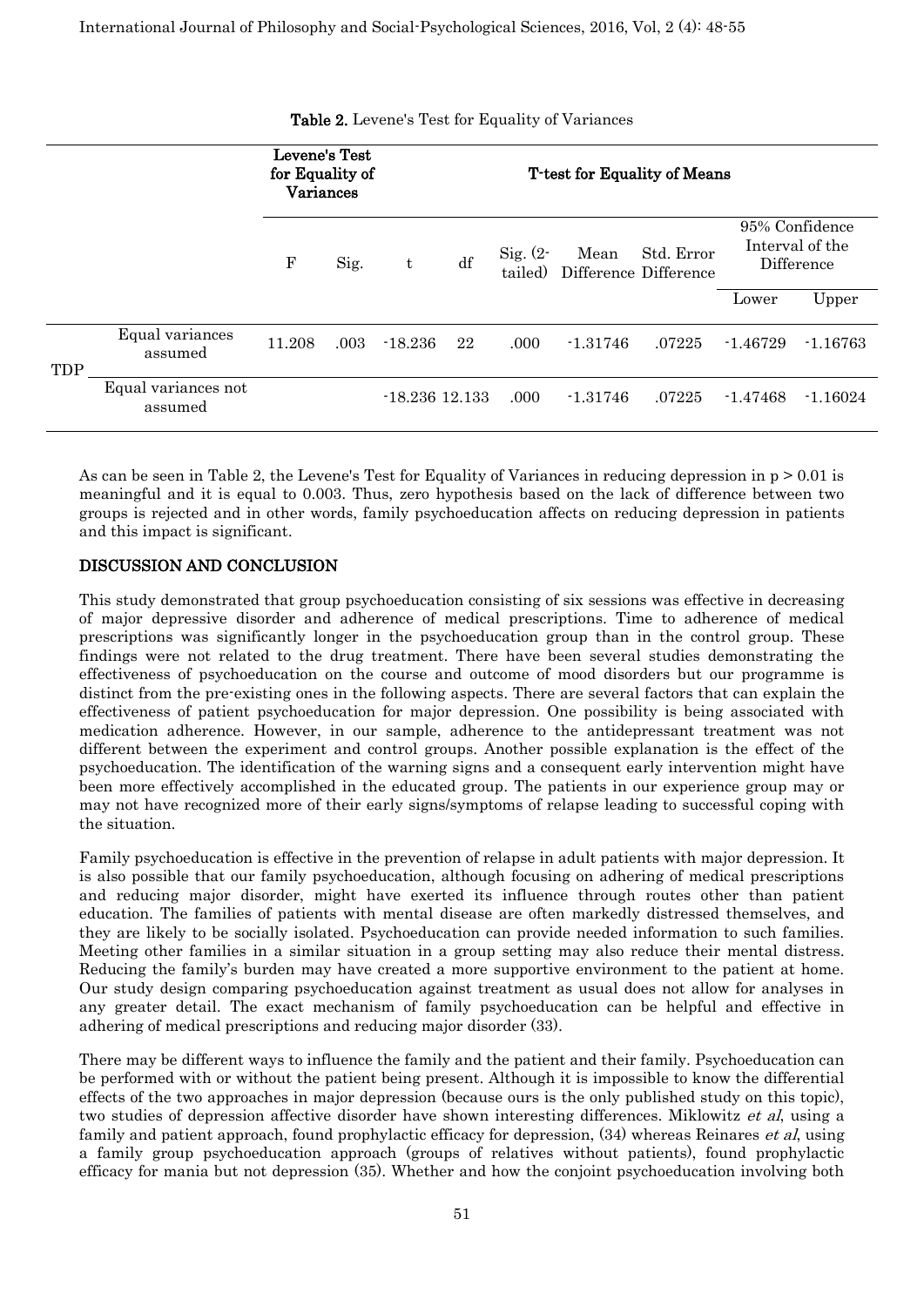**Table 2.** Levene's Test for Equality of Variances

| | | Levene's Test for Equality of Variances | | T-test for Equality of Means | | | | | | |
|---|---|---|---|---|---|---|---|---|---|---|
| | | F | Sig. | t | df | Sig. (2-tailed) | Mean Difference | Std. Error Difference | 95% Confidence Interval of the Difference | |
| | | | | | | | | | Lower | Upper |
| TDP | Equal variances assumed | 11.208 | .003 | -18.236 | 22 | .000 | -1.31746 | .07225 | -1.46729 | -1.16763 |
| | Equal variances not assumed | | | -18.236 | 12.133 | .000 | -1.31746 | .07225 | -1.47468 | -1.16024 |

As can be seen in Table 2, the Levene's Test for Equality of Variances in reducing depression in $p > 0.01$ is meaningful and it is equal to 0.003. Thus, zero hypothesis based on the lack of difference between two groups is rejected and in other words, family psychoeducation affects on reducing depression in patients and this impact is significant.

## DISCUSSION AND CONCLUSION

This study demonstrated that group psychoeducation consisting of six sessions was effective in decreasing of major depressive disorder and adherence of medical prescriptions. Time to adherence of medical prescriptions was significantly longer in the psychoeducation group than in the control group. These findings were not related to the drug treatment. There have been several studies demonstrating the effectiveness of psychoeducation on the course and outcome of mood disorders but our programme is distinct from the pre-existing ones in the following aspects. There are several factors that can explain the effectiveness of patient psychoeducation for major depression. One possibility is being associated with medication adherence. However, in our sample, adherence to the antidepressant treatment was not different between the experiment and control groups. Another possible explanation is the effect of the psychoeducation. The identification of the warning signs and a consequent early intervention might have been more effectively accomplished in the educated group. The patients in our experience group may or may not have recognized more of their early signs/symptoms of relapse leading to successful coping with the situation.

Family psychoeducation is effective in the prevention of relapse in adult patients with major depression. It is also possible that our family psychoeducation, although focusing on adhering of medical prescriptions and reducing major disorder, might have exerted its influence through routes other than patient education. The families of patients with mental disease are often markedly distressed themselves, and they are likely to be socially isolated. Psychoeducation can provide needed information to such families. Meeting other families in a similar situation in a group setting may also reduce their mental distress. Reducing the family's burden may have created a more supportive environment to the patient at home. Our study design comparing psychoeducation against treatment as usual does not allow for analyses in any greater detail. The exact mechanism of family psychoeducation can be helpful and effective in adhering of medical prescriptions and reducing major disorder (33).

There may be different ways to influence the family and the patient and their family. Psychoeducation can be performed with or without the patient being present. Although it is impossible to know the differential effects of the two approaches in major depression (because ours is the only published study on this topic), two studies of depression affective disorder have shown interesting differences. Miklowitz *et al*, using a family and patient approach, found prophylactic efficacy for depression, (34) whereas Reinares *et al*, using a family group psychoeducation approach (groups of relatives without patients), found prophylactic efficacy for mania but not depression (35). Whether and how the conjoint psychoeducation involving both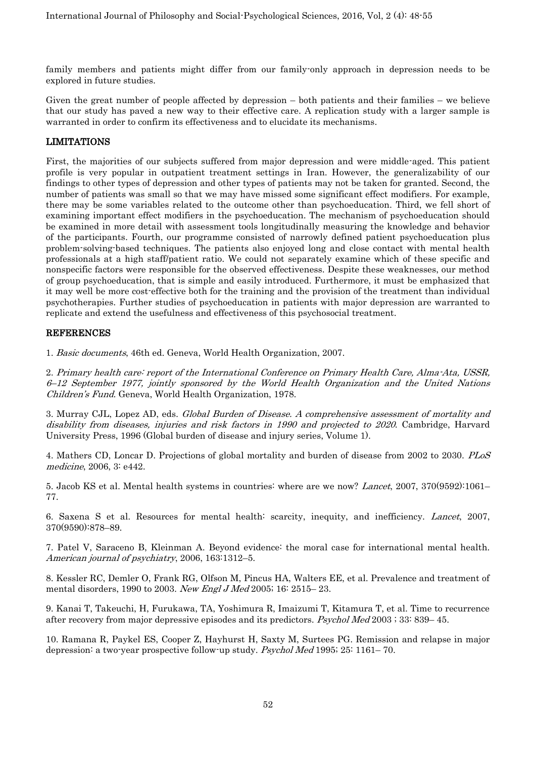family members and patients might differ from our family-only approach in depression needs to be explored in future studies.

Given the great number of people affected by depression – both patients and their families – we believe that our study has paved a new way to their effective care. A replication study with a larger sample is warranted in order to confirm its effectiveness and to elucidate its mechanisms.

## LIMITATIONS

First, the majorities of our subjects suffered from major depression and were middle-aged. This patient profile is very popular in outpatient treatment settings in Iran. However, the generalizability of our findings to other types of depression and other types of patients may not be taken for granted. Second, the number of patients was small so that we may have missed some significant effect modifiers. For example, there may be some variables related to the outcome other than psychoeducation. Third, we fell short of examining important effect modifiers in the psychoeducation. The mechanism of psychoeducation should be examined in more detail with assessment tools longitudinally measuring the knowledge and behavior of the participants. Fourth, our programme consisted of narrowly defined patient psychoeducation plus problem-solving-based techniques. The patients also enjoyed long and close contact with mental health professionals at a high staff/patient ratio. We could not separately examine which of these specific and nonspecific factors were responsible for the observed effectiveness. Despite these weaknesses, our method of group psychoeducation, that is simple and easily introduced. Furthermore, it must be emphasized that it may well be more cost-effective both for the training and the provision of the treatment than individual psychotherapies. Further studies of psychoeducation in patients with major depression are warranted to replicate and extend the usefulness and effectiveness of this psychosocial treatment.

## REFERENCES

1. *Basic documents*, 46th ed. Geneva, World Health Organization, 2007.

2. *Primary health care: report of the International Conference on Primary Health Care, Alma-Ata, USSR, 6–12 September 1977, jointly sponsored by the World Health Organization and the United Nations Children's Fund*. Geneva, World Health Organization, 1978.

3. Murray CJL, Lopez AD, eds. *Global Burden of Disease. A comprehensive assessment of mortality and disability from diseases, injuries and risk factors in 1990 and projected to 2020*. Cambridge, Harvard University Press, 1996 (Global burden of disease and injury series, Volume 1).

4. Mathers CD, Loncar D. Projections of global mortality and burden of disease from 2002 to 2030. *PLoS medicine*, 2006, 3: e442.

5. Jacob KS et al. Mental health systems in countries: where are we now? *Lancet*, 2007, 370(9592):1061–77.

6. Saxena S et al. Resources for mental health: scarcity, inequity, and inefficiency. *Lancet*, 2007, 370(9590):878–89.

7. Patel V, Saraceno B, Kleinman A. Beyond evidence: the moral case for international mental health. *American journal of psychiatry*, 2006, 163:1312–5.

8. Kessler RC, Demler O, Frank RG, Olfson M, Pincus HA, Walters EE, et al. Prevalence and treatment of mental disorders, 1990 to 2003. *New Engl J Med* 2005; 16: 2515– 23.

9. Kanai T, Takeuchi, H, Furukawa, TA, Yoshimura R, Imaizumi T, Kitamura T, et al. Time to recurrence after recovery from major depressive episodes and its predictors. *Psychol Med* 2003 ; 33: 839– 45.

10. Ramana R, Paykel ES, Cooper Z, Hayhurst H, Saxty M, Surtees PG. Remission and relapse in major depression: a two-year prospective follow-up study. *Psychol Med* 1995; 25: 1161– 70.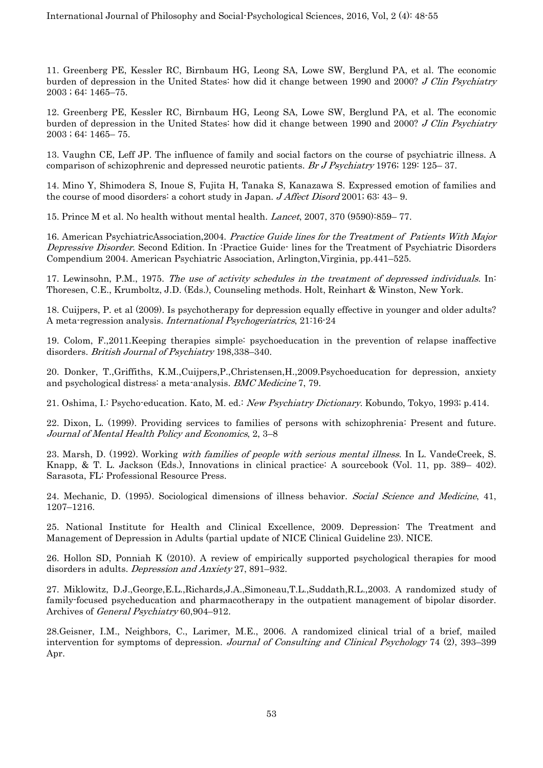11. Greenberg PE, Kessler RC, Birnbaum HG, Leong SA, Lowe SW, Berglund PA, et al. The economic burden of depression in the United States: how did it change between 1990 and 2000? *J Clin Psychiatry* 2003 ; 64: 1465–75.

12. Greenberg PE, Kessler RC, Birnbaum HG, Leong SA, Lowe SW, Berglund PA, et al. The economic burden of depression in the United States: how did it change between 1990 and 2000? *J Clin Psychiatry* 2003 ; 64: 1465– 75.

13. Vaughn CE, Leff JP. The influence of family and social factors on the course of psychiatric illness. A comparison of schizophrenic and depressed neurotic patients. *Br J Psychiatry* 1976; 129: 125– 37.

14. Mino Y, Shimodera S, Inoue S, Fujita H, Tanaka S, Kanazawa S. Expressed emotion of families and the course of mood disorders: a cohort study in Japan. *J Affect Disord* 2001; 63: 43– 9.

15. Prince M et al. No health without mental health. *Lancet*, 2007, 370 (9590):859– 77.

16. American PsychiatricAssociation,2004. *Practice Guide lines for the Treatment of Patients With Major Depressive Disorder*. Second Edition. In :Practice Guide- lines for the Treatment of Psychiatric Disorders Compendium 2004. American Psychiatric Association, Arlington,Virginia, pp.441–525.

17. Lewinsohn, P.M., 1975. *The use of activity schedules in the treatment of depressed individuals*. In: Thoresen, C.E., Krumboltz, J.D. (Eds.), Counseling methods. Holt, Reinhart & Winston, New York.

18. Cuijpers, P. et al (2009). Is psychotherapy for depression equally effective in younger and older adults? A meta-regression analysis. *International Psychogeriatrics*, 21:16-24

19. Colom, F.,2011.Keeping therapies simple: psychoeducation in the prevention of relapse inaffective disorders. *British Journal of Psychiatry* 198,338–340.

20. Donker, T.,Griffiths, K.M.,Cuijpers,P.,Christensen,H.,2009.Psychoeducation for depression, anxiety and psychological distress: a meta-analysis. *BMC Medicine* 7, 79.

21. Oshima, I.: Psycho-education. Kato, M. ed.: *New Psychiatry Dictionary*. Kobundo, Tokyo, 1993; p.414.

22. Dixon, L. (1999). Providing services to families of persons with schizophrenia: Present and future. *Journal of Mental Health Policy and Economics*, 2, 3–8

23. Marsh, D. (1992). Working *with families of people with serious mental illness*. In L. VandeCreek, S. Knapp, & T. L. Jackson (Eds.), Innovations in clinical practice: A sourcebook (Vol. 11, pp. 389– 402). Sarasota, FL: Professional Resource Press.

24. Mechanic, D. (1995). Sociological dimensions of illness behavior. *Social Science and Medicine*, 41, 1207–1216.

25. National Institute for Health and Clinical Excellence, 2009. Depression: The Treatment and Management of Depression in Adults (partial update of NICE Clinical Guideline 23). NICE.

26. Hollon SD, Ponniah K (2010). A review of empirically supported psychological therapies for mood disorders in adults. *Depression and Anxiety* 27, 891–932.

27. Miklowitz, D.J.,George,E.L.,Richards,J.A.,Simoneau,T.L.,Suddath,R.L.,2003. A randomized study of family-focused psycheducation and pharmacotherapy in the outpatient management of bipolar disorder. Archives of *General Psychiatry* 60,904–912.

28.Geisner, I.M., Neighbors, C., Larimer, M.E., 2006. A randomized clinical trial of a brief, mailed intervention for symptoms of depression. *Journal of Consulting and Clinical Psychology* 74 (2), 393–399 Apr.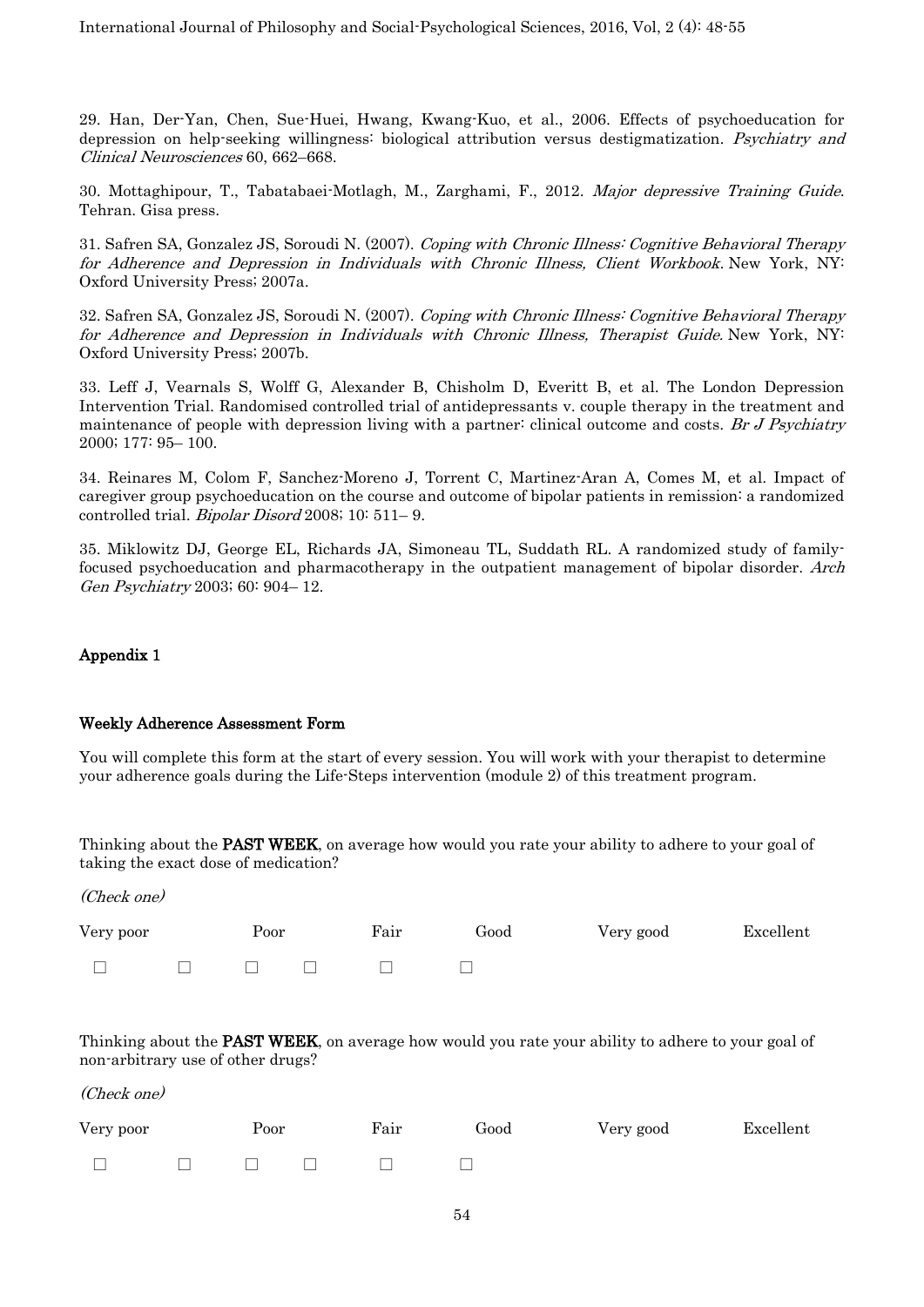29. Han, Der-Yan, Chen, Sue-Huei, Hwang, Kwang-Kuo, et al., 2006. Effects of psychoeducation for depression on help-seeking willingness: biological attribution versus destigmatization. *Psychiatry and Clinical Neurosciences* 60, 662–668.

30. Mottaghipour, T., Tabatabaei-Motlagh, M., Zarghami, F., 2012. *Major depressive Training Guide*. Tehran. Gisa press.

31. Safren SA, Gonzalez JS, Soroudi N. (2007). *Coping with Chronic Illness: Cognitive Behavioral Therapy for Adherence and Depression in Individuals with Chronic Illness, Client Workbook*. New York, NY: Oxford University Press; 2007a.

32. Safren SA, Gonzalez JS, Soroudi N. (2007). *Coping with Chronic Illness: Cognitive Behavioral Therapy for Adherence and Depression in Individuals with Chronic Illness, Therapist Guide*. New York, NY: Oxford University Press; 2007b.

33. Leff J, Vearnals S, Wolff G, Alexander B, Chisholm D, Everitt B, et al. The London Depression Intervention Trial. Randomised controlled trial of antidepressants v. couple therapy in the treatment and maintenance of people with depression living with a partner: clinical outcome and costs. *Br J Psychiatry* 2000; 177: 95– 100.

34. Reinares M, Colom F, Sanchez-Moreno J, Torrent C, Martinez-Aran A, Comes M, et al. Impact of caregiver group psychoeducation on the course and outcome of bipolar patients in remission: a randomized controlled trial. *Bipolar Disord* 2008; 10: 511– 9.

35. Miklowitz DJ, George EL, Richards JA, Simoneau TL, Suddath RL. A randomized study of family-focused psychoeducation and pharmacotherapy in the outpatient management of bipolar disorder. *Arch Gen Psychiatry* 2003; 60: 904– 12.

## Appendix 1

### Weekly Adherence Assessment Form

You will complete this form at the start of every session. You will work with your therapist to determine your adherence goals during the Life-Steps intervention (module 2) of this treatment program.

Thinking about the **PAST WEEK**, on average how would you rate your ability to adhere to your goal of taking the exact dose of medication?

*(Check one)*

| Very poor | Poor | Fair | Good | Very good | Excellent |
|---|---|---|---|---|---|
| ☐ | ☐ | ☐ | ☐ | ☐ | ☐ |

Thinking about the **PAST WEEK**, on average how would you rate your ability to adhere to your goal of non-arbitrary use of other drugs?

*(Check one)*

| Very poor | Poor | Fair | Good | Very good | Excellent |
|---|---|---|---|---|---|
| ☐ | ☐ | ☐ | ☐ | ☐ | ☐ |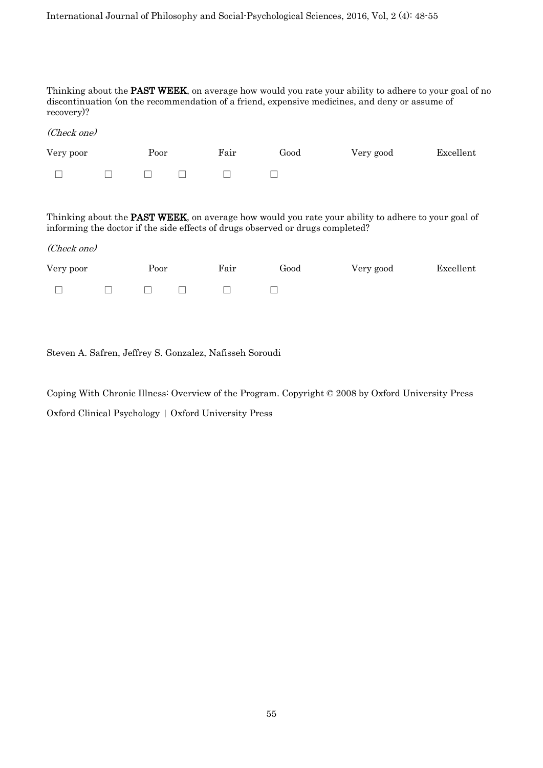Thinking about the **PAST WEEK**, on average how would you rate your ability to adhere to your goal of no discontinuation (on the recommendation of a friend, expensive medicines, and deny or assume of recovery)?

*(Check one)*

| Very poor | | Poor | | Fair | Good | Very good | Excellent |
|---|---|---|---|---|---|---|---|
| ☐ | ☐ | ☐ | ☐ | ☐ | ☐ | | |

Thinking about the **PAST WEEK**, on average how would you rate your ability to adhere to your goal of informing the doctor if the side effects of drugs observed or drugs completed?

*(Check one)*

| Very poor | | Poor | | Fair | Good | Very good | Excellent |
|---|---|---|---|---|---|---|---|
| ☐ | ☐ | ☐ | ☐ | ☐ | ☐ | | |

Steven A. Safren, Jeffrey S. Gonzalez, Nafisseh Soroudi

Coping With Chronic Illness: Overview of the Program. Copyright © 2008 by Oxford University Press

Oxford Clinical Psychology | Oxford University Press